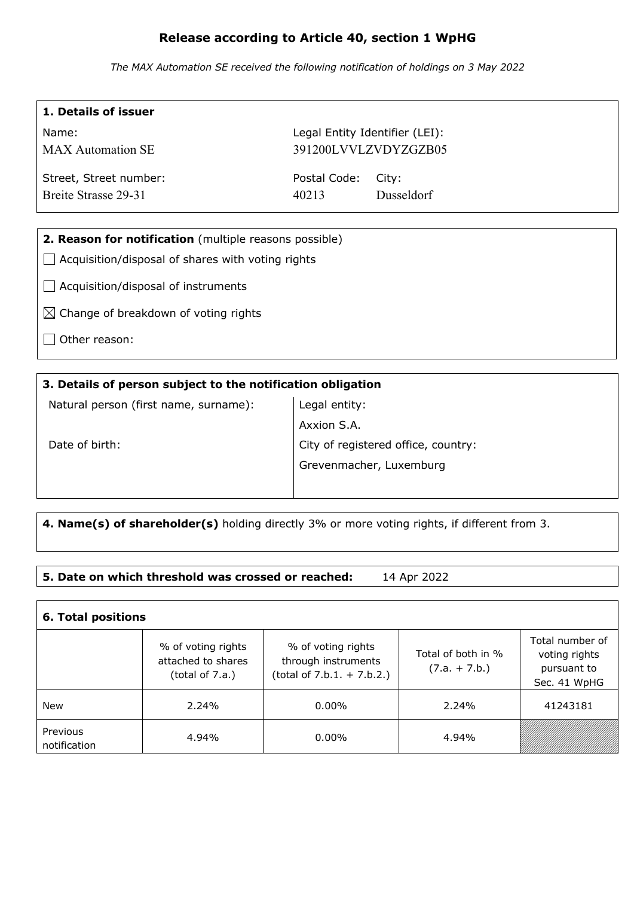# Release according to Article 40, section 1 WpHG

*The MAX Automation SE received the following notification of holdings on 3 May 2022*

## 1. Details of issuer

| Name: | Legal Entity Identifier (LEI): | |
|---|---|---|
| MAX Automation SE | 391200LVVLZVDYZGZB05 | |
| **Street, Street number:** | **Postal Code:** | **City:** |
| Breite Strasse 29-31 | 40213 | Dusseldorf |

## 2. Reason for notification (multiple reasons possible)

- [ ] Acquisition/disposal of shares with voting rights
- [ ] Acquisition/disposal of instruments
- [x] Change of breakdown of voting rights
- [ ] Other reason:

## 3. Details of person subject to the notification obligation

| Natural person (first name, surname): | Legal entity: |
|---|---|
| | Axxion S.A. |
| Date of birth: | City of registered office, country: |
| | Grevenmacher, Luxemburg |

## 4. Name(s) of shareholder(s) holding directly 3% or more voting rights, if different from 3.

## 5. Date on which threshold was crossed or reached: 14 Apr 2022

## 6. Total positions

| | % of voting rights attached to shares (total of 7.a.) | % of voting rights through instruments (total of 7.b.1. + 7.b.2.) | Total of both in % (7.a. + 7.b.) | Total number of voting rights pursuant to Sec. 41 WpHG |
|---|---|---|---|---|
| New | 2.24% | 0.00% | 2.24% | 41243181 |
| Previous notification | 4.94% | 0.00% | 4.94% | |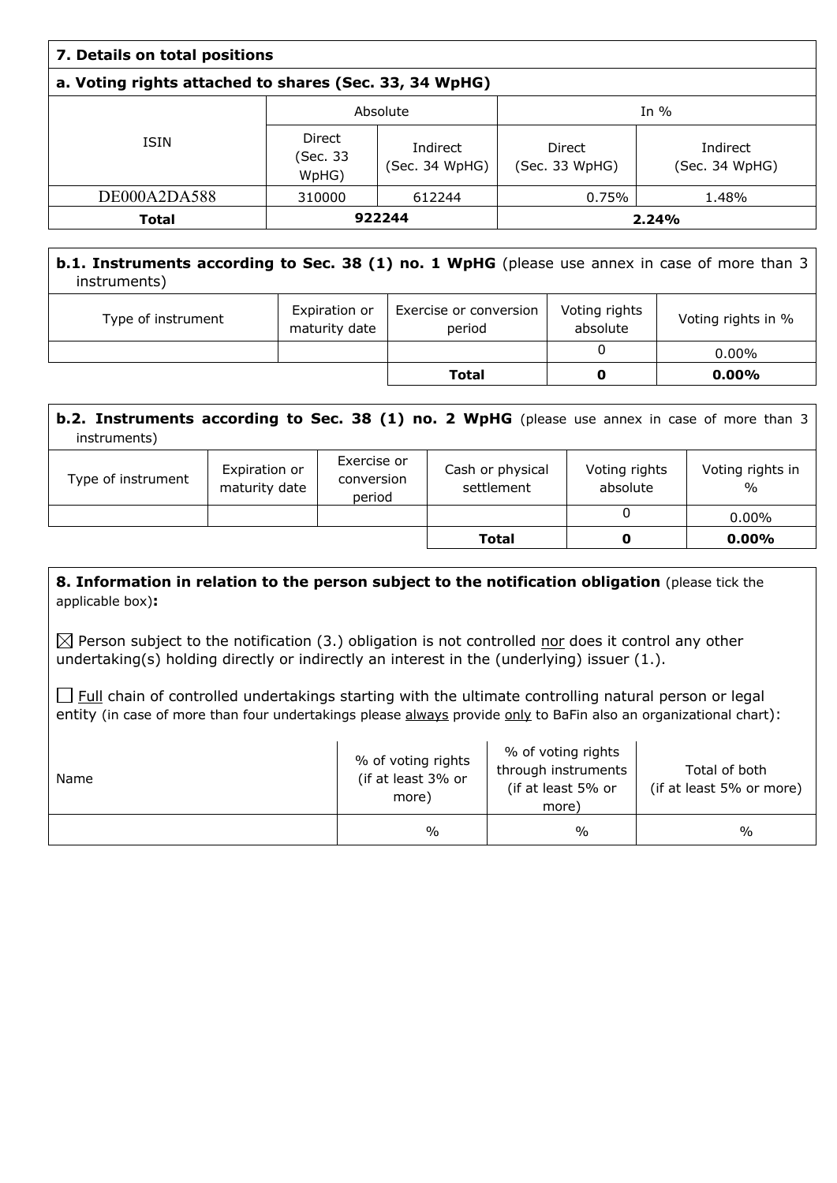## 7. Details on total positions

### a. Voting rights attached to shares (Sec. 33, 34 WpHG)

| ISIN | Absolute | | In % | |
|---|---|---|---|---|
| | Direct (Sec. 33 WpHG) | Indirect (Sec. 34 WpHG) | Direct (Sec. 33 WpHG) | Indirect (Sec. 34 WpHG) |
| DE000A2DA588 | 310000 | 612244 | 0.75% | 1.48% |
| **Total** | **922244** | | **2.24%** | |

### b.1. Instruments according to Sec. 38 (1) no. 1 WpHG (please use annex in case of more than 3 instruments)

| Type of instrument | Expiration or maturity date | Exercise or conversion period | Voting rights absolute | Voting rights in % |
|---|---|---|---|---|
| | | | 0 | 0.00% |
| | | **Total** | **0** | **0.00%** |

### b.2. Instruments according to Sec. 38 (1) no. 2 WpHG (please use annex in case of more than 3 instruments)

| Type of instrument | Expiration or maturity date | Exercise or conversion period | Cash or physical settlement | Voting rights absolute | Voting rights in % |
|---|---|---|---|---|---|
| | | | | 0 | 0.00% |
| | | | **Total** | **0** | **0.00%** |

## 8. Information in relation to the person subject to the notification obligation (please tick the applicable box):

☒ Person subject to the notification (3.) obligation is not controlled nor does it control any other undertaking(s) holding directly or indirectly an interest in the (underlying) issuer (1.).

☐ Full chain of controlled undertakings starting with the ultimate controlling natural person or legal entity (in case of more than four undertakings please always provide only to BaFin also an organizational chart):

| Name | % of voting rights (if at least 3% or more) | % of voting rights through instruments (if at least 5% or more) | Total of both (if at least 5% or more) |
|---|---|---|---|
| | % | % | % |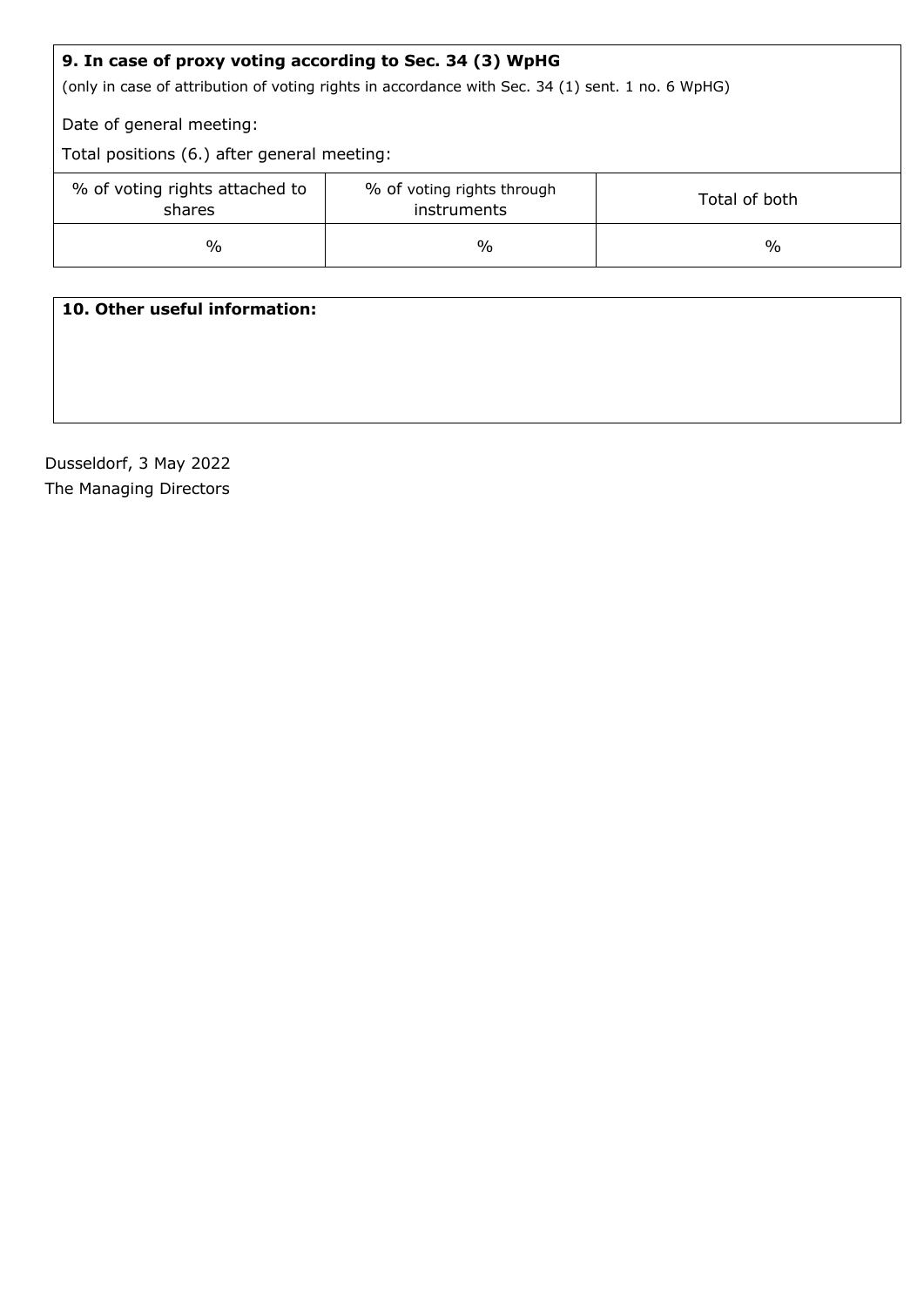**9. In case of proxy voting according to Sec. 34 (3) WpHG**

(only in case of attribution of voting rights in accordance with Sec. 34 (1) sent. 1 no. 6 WpHG)

Date of general meeting:

Total positions (6.) after general meeting:

| % of voting rights attached to shares | % of voting rights through instruments | Total of both |
|---|---|---|
| % | % | % |

**10. Other useful information:**

Dusseldorf, 3 May 2022
The Managing Directors